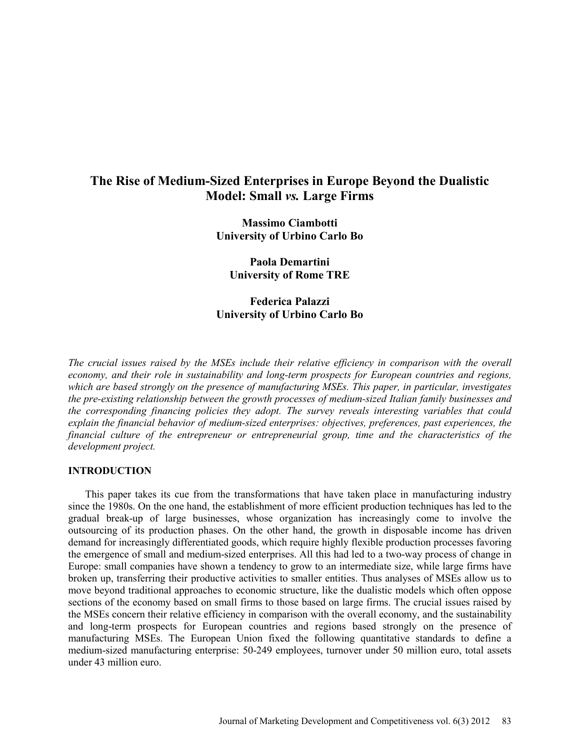# The Rise of Medium-Sized Enterprises in Europe Beyond the Dualistic Model: Small *vs.* Large Firms

**Massimo Ciambotti**
**University of Urbino Carlo Bo**

**Paola Demartini**
**University of Rome TRE**

**Federica Palazzi**
**University of Urbino Carlo Bo**

*The crucial issues raised by the MSEs include their relative efficiency in comparison with the overall economy, and their role in sustainability and long-term prospects for European countries and regions, which are based strongly on the presence of manufacturing MSEs. This paper, in particular, investigates the pre-existing relationship between the growth processes of medium-sized Italian family businesses and the corresponding financing policies they adopt. The survey reveals interesting variables that could explain the financial behavior of medium-sized enterprises: objectives, preferences, past experiences, the financial culture of the entrepreneur or entrepreneurial group, time and the characteristics of the development project.*

## INTRODUCTION

This paper takes its cue from the transformations that have taken place in manufacturing industry since the 1980s. On the one hand, the establishment of more efficient production techniques has led to the gradual break-up of large businesses, whose organization has increasingly come to involve the outsourcing of its production phases. On the other hand, the growth in disposable income has driven demand for increasingly differentiated goods, which require highly flexible production processes favoring the emergence of small and medium-sized enterprises. All this had led to a two-way process of change in Europe: small companies have shown a tendency to grow to an intermediate size, while large firms have broken up, transferring their productive activities to smaller entities. Thus analyses of MSEs allow us to move beyond traditional approaches to economic structure, like the dualistic models which often oppose sections of the economy based on small firms to those based on large firms. The crucial issues raised by the MSEs concern their relative efficiency in comparison with the overall economy, and the sustainability and long-term prospects for European countries and regions based strongly on the presence of manufacturing MSEs. The European Union fixed the following quantitative standards to define a medium-sized manufacturing enterprise: 50-249 employees, turnover under 50 million euro, total assets under 43 million euro.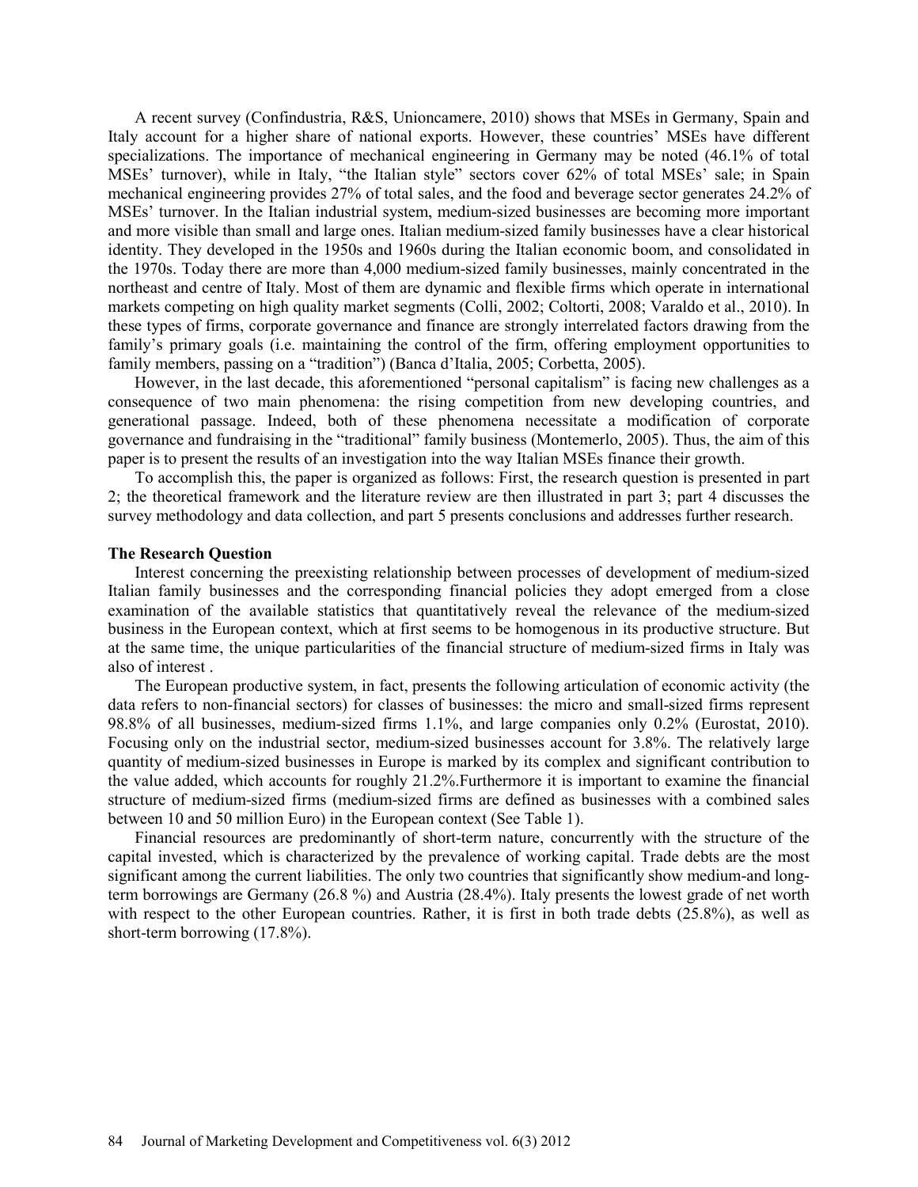A recent survey (Confindustria, R&S, Unioncamere, 2010) shows that MSEs in Germany, Spain and Italy account for a higher share of national exports. However, these countries' MSEs have different specializations. The importance of mechanical engineering in Germany may be noted (46.1% of total MSEs' turnover), while in Italy, "the Italian style" sectors cover 62% of total MSEs' sale; in Spain mechanical engineering provides 27% of total sales, and the food and beverage sector generates 24.2% of MSEs' turnover. In the Italian industrial system, medium-sized businesses are becoming more important and more visible than small and large ones. Italian medium-sized family businesses have a clear historical identity. They developed in the 1950s and 1960s during the Italian economic boom, and consolidated in the 1970s. Today there are more than 4,000 medium-sized family businesses, mainly concentrated in the northeast and centre of Italy. Most of them are dynamic and flexible firms which operate in international markets competing on high quality market segments (Colli, 2002; Coltorti, 2008; Varaldo et al., 2010). In these types of firms, corporate governance and finance are strongly interrelated factors drawing from the family's primary goals (i.e. maintaining the control of the firm, offering employment opportunities to family members, passing on a "tradition") (Banca d'Italia, 2005; Corbetta, 2005).

However, in the last decade, this aforementioned "personal capitalism" is facing new challenges as a consequence of two main phenomena: the rising competition from new developing countries, and generational passage. Indeed, both of these phenomena necessitate a modification of corporate governance and fundraising in the "traditional" family business (Montemerlo, 2005). Thus, the aim of this paper is to present the results of an investigation into the way Italian MSEs finance their growth.

To accomplish this, the paper is organized as follows: First, the research question is presented in part 2; the theoretical framework and the literature review are then illustrated in part 3; part 4 discusses the survey methodology and data collection, and part 5 presents conclusions and addresses further research.

## The Research Question

Interest concerning the preexisting relationship between processes of development of medium-sized Italian family businesses and the corresponding financial policies they adopt emerged from a close examination of the available statistics that quantitatively reveal the relevance of the medium-sized business in the European context, which at first seems to be homogenous in its productive structure. But at the same time, the unique particularities of the financial structure of medium-sized firms in Italy was also of interest .

The European productive system, in fact, presents the following articulation of economic activity (the data refers to non-financial sectors) for classes of businesses: the micro and small-sized firms represent 98.8% of all businesses, medium-sized firms 1.1%, and large companies only 0.2% (Eurostat, 2010). Focusing only on the industrial sector, medium-sized businesses account for 3.8%. The relatively large quantity of medium-sized businesses in Europe is marked by its complex and significant contribution to the value added, which accounts for roughly 21.2%.Furthermore it is important to examine the financial structure of medium-sized firms (medium-sized firms are defined as businesses with a combined sales between 10 and 50 million Euro) in the European context (See Table 1).

Financial resources are predominantly of short-term nature, concurrently with the structure of the capital invested, which is characterized by the prevalence of working capital. Trade debts are the most significant among the current liabilities. The only two countries that significantly show medium-and long-term borrowings are Germany (26.8 %) and Austria (28.4%). Italy presents the lowest grade of net worth with respect to the other European countries. Rather, it is first in both trade debts (25.8%), as well as short-term borrowing (17.8%).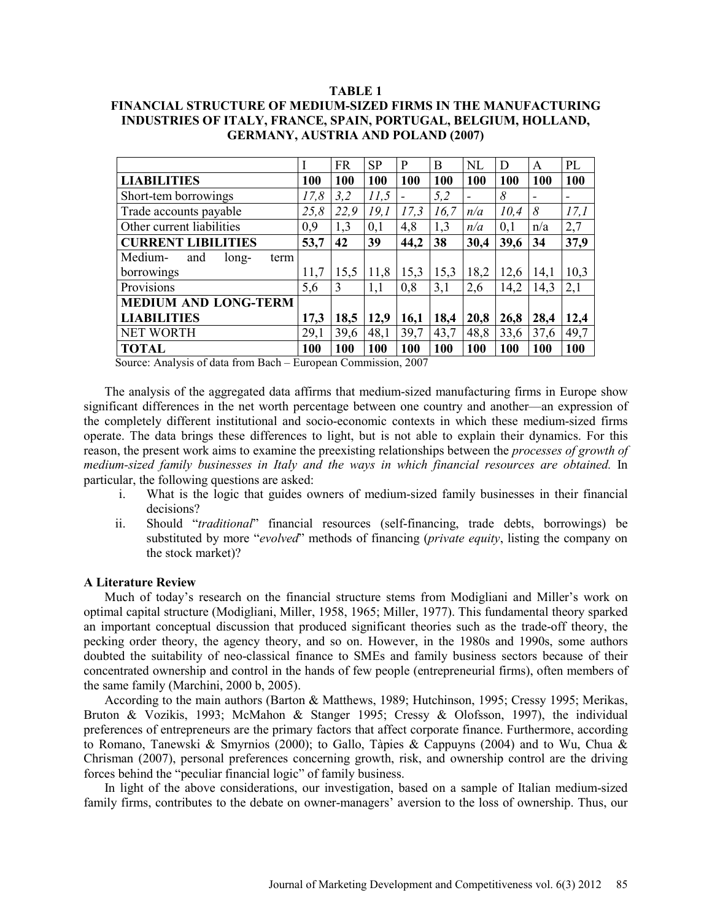**TABLE 1**
**FINANCIAL STRUCTURE OF MEDIUM-SIZED FIRMS IN THE MANUFACTURING INDUSTRIES OF ITALY, FRANCE, SPAIN, PORTUGAL, BELGIUM, HOLLAND, GERMANY, AUSTRIA AND POLAND (2007)**

| | I | FR | SP | P | B | NL | D | A | PL |
|---|---|---|---|---|---|---|---|---|---|
| **LIABILITIES** | **100** | **100** | **100** | **100** | **100** | **100** | **100** | **100** | **100** |
| Short-tem borrowings | *17,8* | *3,2* | *11,5* | - | *5,2* | - | *8* | - | - |
| Trade accounts payable | *25,8* | *22,9* | *19,1* | *17,3* | *16,7* | *n/a* | *10,4* | *8* | *17,1* |
| Other current liabilities | 0,9 | 1,3 | 0,1 | 4,8 | 1,3 | *n/a* | 0,1 | n/a | 2,7 |
| **CURRENT LIBILITIES** | **53,7** | **42** | **39** | **44,2** | **38** | **30,4** | **39,6** | **34** | **37,9** |
| Medium- and long- term borrowings | 11,7 | 15,5 | 11,8 | 15,3 | 15,3 | 18,2 | 12,6 | 14,1 | 10,3 |
| Provisions | 5,6 | 3 | 1,1 | 0,8 | 3,1 | 2,6 | 14,2 | 14,3 | 2,1 |
| **MEDIUM AND LONG-TERM LIABILITIES** | **17,3** | **18,5** | **12,9** | **16,1** | **18,4** | **20,8** | **26,8** | **28,4** | **12,4** |
| NET WORTH | 29,1 | 39,6 | 48,1 | 39,7 | 43,7 | 48,8 | 33,6 | 37,6 | 49,7 |
| **TOTAL** | **100** | **100** | **100** | **100** | **100** | **100** | **100** | **100** | **100** |

Source: Analysis of data from Bach – European Commission, 2007

The analysis of the aggregated data affirms that medium-sized manufacturing firms in Europe show significant differences in the net worth percentage between one country and another—an expression of the completely different institutional and socio-economic contexts in which these medium-sized firms operate. The data brings these differences to light, but is not able to explain their dynamics. For this reason, the present work aims to examine the preexisting relationships between the *processes of growth of medium-sized family businesses in Italy and the ways in which financial resources are obtained.* In particular, the following questions are asked:

i. What is the logic that guides owners of medium-sized family businesses in their financial decisions?
ii. Should "*traditional*" financial resources (self-financing, trade debts, borrowings) be substituted by more "*evolved*" methods of financing (*private equity*, listing the company on the stock market)?

### A Literature Review

Much of today's research on the financial structure stems from Modigliani and Miller's work on optimal capital structure (Modigliani, Miller, 1958, 1965; Miller, 1977). This fundamental theory sparked an important conceptual discussion that produced significant theories such as the trade-off theory, the pecking order theory, the agency theory, and so on. However, in the 1980s and 1990s, some authors doubted the suitability of neo-classical finance to SMEs and family business sectors because of their concentrated ownership and control in the hands of few people (entrepreneurial firms), often members of the same family (Marchini, 2000 b, 2005).

According to the main authors (Barton & Matthews, 1989; Hutchinson, 1995; Cressy 1995; Merikas, Bruton & Vozikis, 1993; McMahon & Stanger 1995; Cressy & Olofsson, 1997), the individual preferences of entrepreneurs are the primary factors that affect corporate finance. Furthermore, according to Romano, Tanewski & Smyrnios (2000); to Gallo, Tàpies & Cappuyns (2004) and to Wu, Chua & Chrisman (2007), personal preferences concerning growth, risk, and ownership control are the driving forces behind the "peculiar financial logic" of family business.

In light of the above considerations, our investigation, based on a sample of Italian medium-sized family firms, contributes to the debate on owner-managers' aversion to the loss of ownership. Thus, our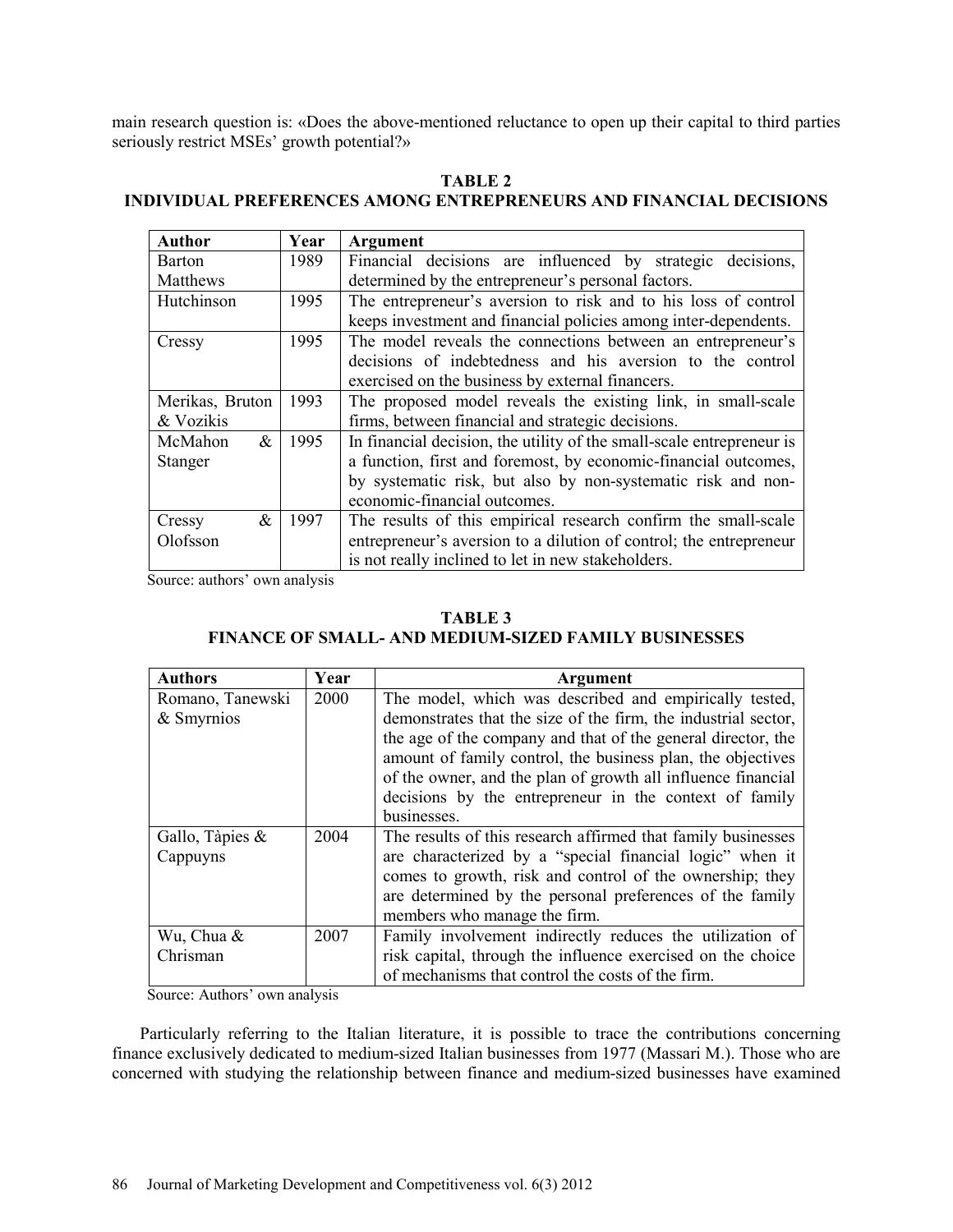main research question is: «Does the above-mentioned reluctance to open up their capital to third parties seriously restrict MSEs' growth potential?»

**TABLE 2**
**INDIVIDUAL PREFERENCES AMONG ENTREPRENEURS AND FINANCIAL DECISIONS**

| Author | Year | Argument |
|---|---|---|
| Barton Matthews | 1989 | Financial decisions are influenced by strategic decisions, determined by the entrepreneur's personal factors. |
| Hutchinson | 1995 | The entrepreneur's aversion to risk and to his loss of control keeps investment and financial policies among inter-dependents. |
| Cressy | 1995 | The model reveals the connections between an entrepreneur's decisions of indebtedness and his aversion to the control exercised on the business by external financers. |
| Merikas, Bruton & Vozikis | 1993 | The proposed model reveals the existing link, in small-scale firms, between financial and strategic decisions. |
| McMahon & Stanger | 1995 | In financial decision, the utility of the small-scale entrepreneur is a function, first and foremost, by economic-financial outcomes, by systematic risk, but also by non-systematic risk and non-economic-financial outcomes. |
| Cressy & Olofsson | 1997 | The results of this empirical research confirm the small-scale entrepreneur's aversion to a dilution of control; the entrepreneur is not really inclined to let in new stakeholders. |

Source: authors' own analysis

**TABLE 3**
**FINANCE OF SMALL- AND MEDIUM-SIZED FAMILY BUSINESSES**

| Authors | Year | Argument |
|---|---|---|
| Romano, Tanewski & Smyrnios | 2000 | The model, which was described and empirically tested, demonstrates that the size of the firm, the industrial sector, the age of the company and that of the general director, the amount of family control, the business plan, the objectives of the owner, and the plan of growth all influence financial decisions by the entrepreneur in the context of family businesses. |
| Gallo, Tàpies & Cappuyns | 2004 | The results of this research affirmed that family businesses are characterized by a "special financial logic" when it comes to growth, risk and control of the ownership; they are determined by the personal preferences of the family members who manage the firm. |
| Wu, Chua & Chrisman | 2007 | Family involvement indirectly reduces the utilization of risk capital, through the influence exercised on the choice of mechanisms that control the costs of the firm. |

Source: Authors' own analysis

Particularly referring to the Italian literature, it is possible to trace the contributions concerning finance exclusively dedicated to medium-sized Italian businesses from 1977 (Massari M.). Those who are concerned with studying the relationship between finance and medium-sized businesses have examined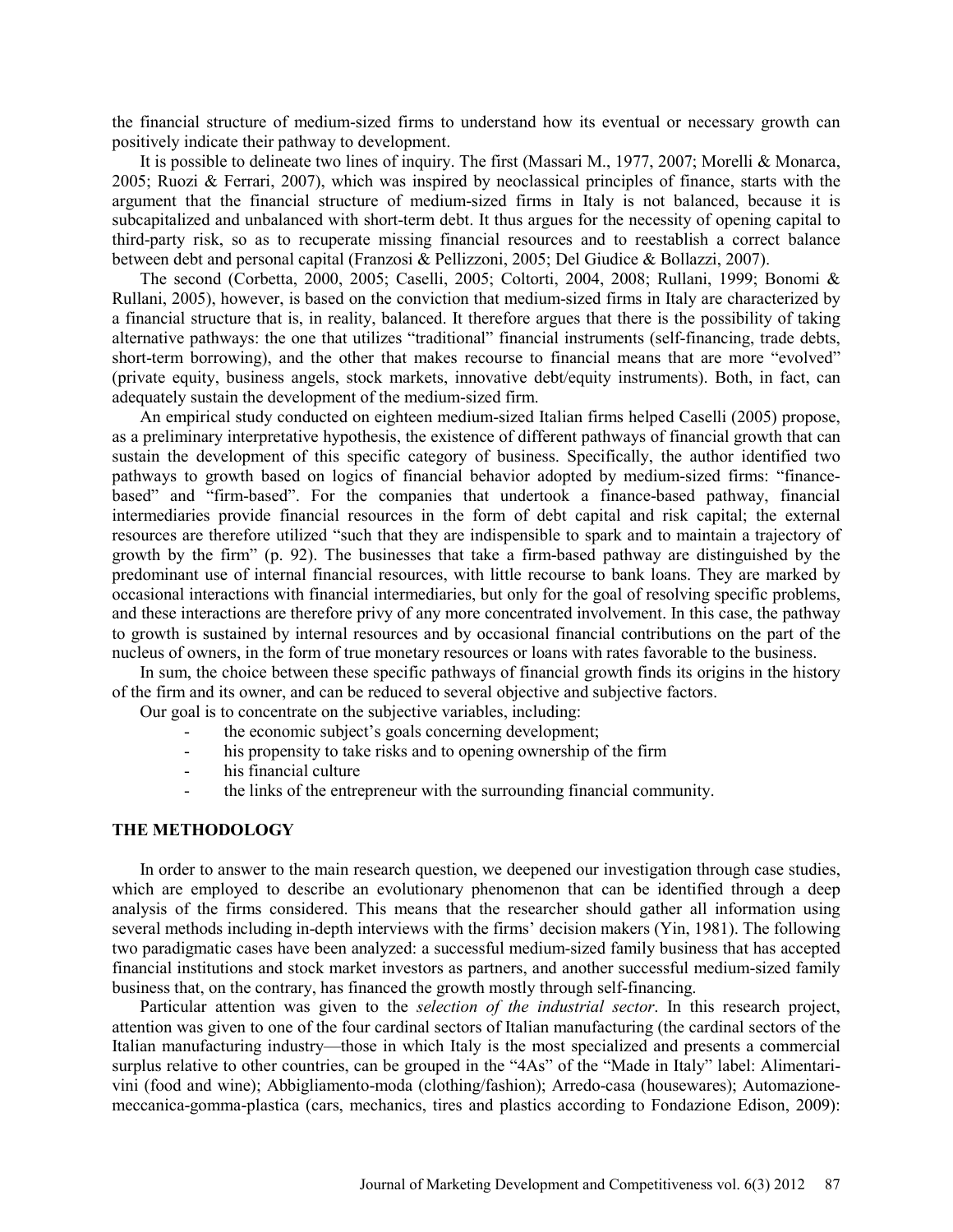the financial structure of medium-sized firms to understand how its eventual or necessary growth can positively indicate their pathway to development.

It is possible to delineate two lines of inquiry. The first (Massari M., 1977, 2007; Morelli & Monarca, 2005; Ruozi & Ferrari, 2007), which was inspired by neoclassical principles of finance, starts with the argument that the financial structure of medium-sized firms in Italy is not balanced, because it is subcapitalized and unbalanced with short-term debt. It thus argues for the necessity of opening capital to third-party risk, so as to recuperate missing financial resources and to reestablish a correct balance between debt and personal capital (Franzosi & Pellizzoni, 2005; Del Giudice & Bollazzi, 2007).

The second (Corbetta, 2000, 2005; Caselli, 2005; Coltorti, 2004, 2008; Rullani, 1999; Bonomi & Rullani, 2005), however, is based on the conviction that medium-sized firms in Italy are characterized by a financial structure that is, in reality, balanced. It therefore argues that there is the possibility of taking alternative pathways: the one that utilizes "traditional" financial instruments (self-financing, trade debts, short-term borrowing), and the other that makes recourse to financial means that are more "evolved" (private equity, business angels, stock markets, innovative debt/equity instruments). Both, in fact, can adequately sustain the development of the medium-sized firm.

An empirical study conducted on eighteen medium-sized Italian firms helped Caselli (2005) propose, as a preliminary interpretative hypothesis, the existence of different pathways of financial growth that can sustain the development of this specific category of business. Specifically, the author identified two pathways to growth based on logics of financial behavior adopted by medium-sized firms: "finance-based" and "firm-based". For the companies that undertook a finance-based pathway, financial intermediaries provide financial resources in the form of debt capital and risk capital; the external resources are therefore utilized "such that they are indispensible to spark and to maintain a trajectory of growth by the firm" (p. 92). The businesses that take a firm-based pathway are distinguished by the predominant use of internal financial resources, with little recourse to bank loans. They are marked by occasional interactions with financial intermediaries, but only for the goal of resolving specific problems, and these interactions are therefore privy of any more concentrated involvement. In this case, the pathway to growth is sustained by internal resources and by occasional financial contributions on the part of the nucleus of owners, in the form of true monetary resources or loans with rates favorable to the business.

In sum, the choice between these specific pathways of financial growth finds its origins in the history of the firm and its owner, and can be reduced to several objective and subjective factors.

Our goal is to concentrate on the subjective variables, including:

- the economic subject's goals concerning development;
- his propensity to take risks and to opening ownership of the firm
- his financial culture
- the links of the entrepreneur with the surrounding financial community.

## THE METHODOLOGY

In order to answer to the main research question, we deepened our investigation through case studies, which are employed to describe an evolutionary phenomenon that can be identified through a deep analysis of the firms considered. This means that the researcher should gather all information using several methods including in-depth interviews with the firms' decision makers (Yin, 1981). The following two paradigmatic cases have been analyzed: a successful medium-sized family business that has accepted financial institutions and stock market investors as partners, and another successful medium-sized family business that, on the contrary, has financed the growth mostly through self-financing.

Particular attention was given to the *selection of the industrial sector*. In this research project, attention was given to one of the four cardinal sectors of Italian manufacturing (the cardinal sectors of the Italian manufacturing industry—those in which Italy is the most specialized and presents a commercial surplus relative to other countries, can be grouped in the "4As" of the "Made in Italy" label: Alimentari-vini (food and wine); Abbigliamento-moda (clothing/fashion); Arredo-casa (housewares); Automazione-meccanica-gomma-plastica (cars, mechanics, tires and plastics according to Fondazione Edison, 2009):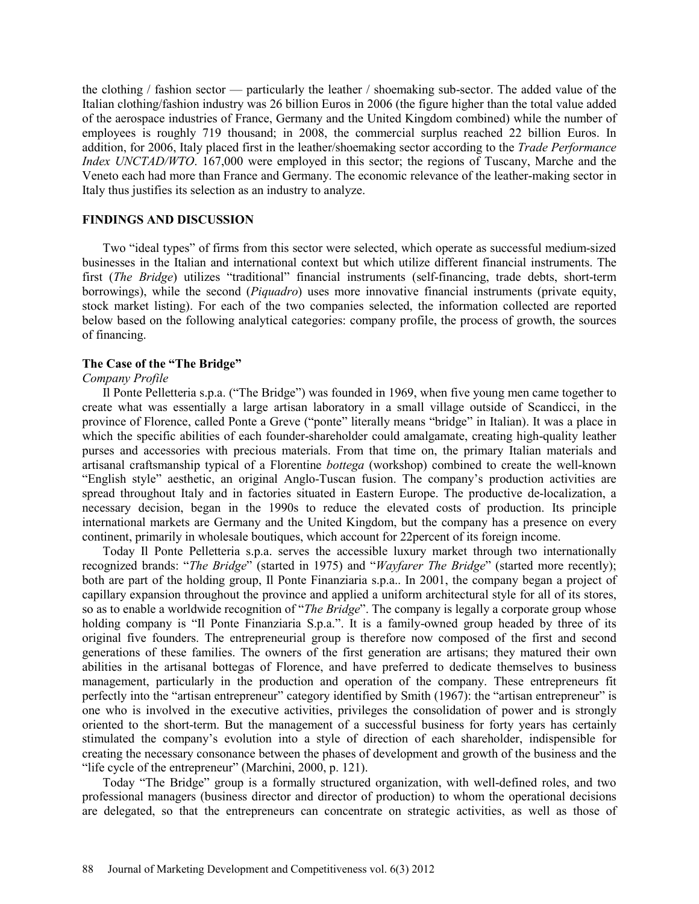the clothing / fashion sector — particularly the leather / shoemaking sub-sector. The added value of the Italian clothing/fashion industry was 26 billion Euros in 2006 (the figure higher than the total value added of the aerospace industries of France, Germany and the United Kingdom combined) while the number of employees is roughly 719 thousand; in 2008, the commercial surplus reached 22 billion Euros. In addition, for 2006, Italy placed first in the leather/shoemaking sector according to the *Trade Performance Index UNCTAD/WTO*. 167,000 were employed in this sector; the regions of Tuscany, Marche and the Veneto each had more than France and Germany. The economic relevance of the leather-making sector in Italy thus justifies its selection as an industry to analyze.

## FINDINGS AND DISCUSSION

Two "ideal types" of firms from this sector were selected, which operate as successful medium-sized businesses in the Italian and international context but which utilize different financial instruments. The first (*The Bridge*) utilizes "traditional" financial instruments (self-financing, trade debts, short-term borrowings), while the second (*Piquadro*) uses more innovative financial instruments (private equity, stock market listing). For each of the two companies selected, the information collected are reported below based on the following analytical categories: company profile, the process of growth, the sources of financing.

### The Case of the "The Bridge"

*Company Profile*

Il Ponte Pelletteria s.p.a. ("The Bridge") was founded in 1969, when five young men came together to create what was essentially a large artisan laboratory in a small village outside of Scandicci, in the province of Florence, called Ponte a Greve ("ponte" literally means "bridge" in Italian). It was a place in which the specific abilities of each founder-shareholder could amalgamate, creating high-quality leather purses and accessories with precious materials. From that time on, the primary Italian materials and artisanal craftsmanship typical of a Florentine *bottega* (workshop) combined to create the well-known "English style" aesthetic, an original Anglo-Tuscan fusion. The company's production activities are spread throughout Italy and in factories situated in Eastern Europe. The productive de-localization, a necessary decision, began in the 1990s to reduce the elevated costs of production. Its principle international markets are Germany and the United Kingdom, but the company has a presence on every continent, primarily in wholesale boutiques, which account for 22percent of its foreign income.

Today Il Ponte Pelletteria s.p.a. serves the accessible luxury market through two internationally recognized brands: "*The Bridge*" (started in 1975) and "*Wayfarer The Bridge*" (started more recently); both are part of the holding group, Il Ponte Finanziaria s.p.a.. In 2001, the company began a project of capillary expansion throughout the province and applied a uniform architectural style for all of its stores, so as to enable a worldwide recognition of "*The Bridge*". The company is legally a corporate group whose holding company is "Il Ponte Finanziaria S.p.a.". It is a family-owned group headed by three of its original five founders. The entrepreneurial group is therefore now composed of the first and second generations of these families. The owners of the first generation are artisans; they matured their own abilities in the artisanal bottegas of Florence, and have preferred to dedicate themselves to business management, particularly in the production and operation of the company. These entrepreneurs fit perfectly into the "artisan entrepreneur" category identified by Smith (1967): the "artisan entrepreneur" is one who is involved in the executive activities, privileges the consolidation of power and is strongly oriented to the short-term. But the management of a successful business for forty years has certainly stimulated the company's evolution into a style of direction of each shareholder, indispensible for creating the necessary consonance between the phases of development and growth of the business and the "life cycle of the entrepreneur" (Marchini, 2000, p. 121).

Today "The Bridge" group is a formally structured organization, with well-defined roles, and two professional managers (business director and director of production) to whom the operational decisions are delegated, so that the entrepreneurs can concentrate on strategic activities, as well as those of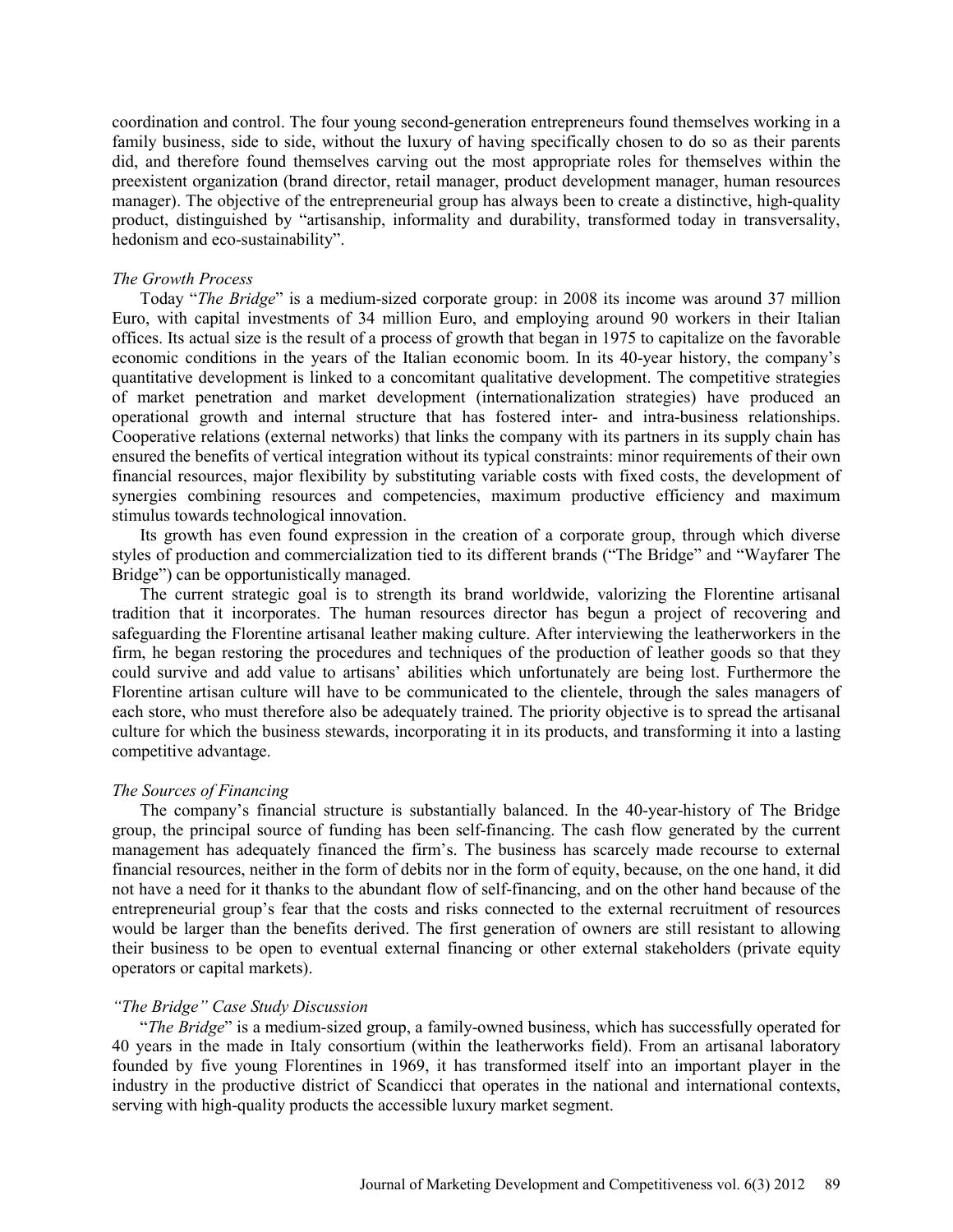coordination and control. The four young second-generation entrepreneurs found themselves working in a family business, side to side, without the luxury of having specifically chosen to do so as their parents did, and therefore found themselves carving out the most appropriate roles for themselves within the preexistent organization (brand director, retail manager, product development manager, human resources manager). The objective of the entrepreneurial group has always been to create a distinctive, high-quality product, distinguished by "artisanship, informality and durability, transformed today in transversality, hedonism and eco-sustainability".

*The Growth Process*

Today "*The Bridge*" is a medium-sized corporate group: in 2008 its income was around 37 million Euro, with capital investments of 34 million Euro, and employing around 90 workers in their Italian offices. Its actual size is the result of a process of growth that began in 1975 to capitalize on the favorable economic conditions in the years of the Italian economic boom. In its 40-year history, the company's quantitative development is linked to a concomitant qualitative development. The competitive strategies of market penetration and market development (internationalization strategies) have produced an operational growth and internal structure that has fostered inter- and intra-business relationships. Cooperative relations (external networks) that links the company with its partners in its supply chain has ensured the benefits of vertical integration without its typical constraints: minor requirements of their own financial resources, major flexibility by substituting variable costs with fixed costs, the development of synergies combining resources and competencies, maximum productive efficiency and maximum stimulus towards technological innovation.

Its growth has even found expression in the creation of a corporate group, through which diverse styles of production and commercialization tied to its different brands ("The Bridge" and "Wayfarer The Bridge") can be opportunistically managed.

The current strategic goal is to strength its brand worldwide, valorizing the Florentine artisanal tradition that it incorporates. The human resources director has begun a project of recovering and safeguarding the Florentine artisanal leather making culture. After interviewing the leatherworkers in the firm, he began restoring the procedures and techniques of the production of leather goods so that they could survive and add value to artisans' abilities which unfortunately are being lost. Furthermore the Florentine artisan culture will have to be communicated to the clientele, through the sales managers of each store, who must therefore also be adequately trained. The priority objective is to spread the artisanal culture for which the business stewards, incorporating it in its products, and transforming it into a lasting competitive advantage.

*The Sources of Financing*

The company's financial structure is substantially balanced. In the 40-year-history of The Bridge group, the principal source of funding has been self-financing. The cash flow generated by the current management has adequately financed the firm's. The business has scarcely made recourse to external financial resources, neither in the form of debits nor in the form of equity, because, on the one hand, it did not have a need for it thanks to the abundant flow of self-financing, and on the other hand because of the entrepreneurial group's fear that the costs and risks connected to the external recruitment of resources would be larger than the benefits derived. The first generation of owners are still resistant to allowing their business to be open to eventual external financing or other external stakeholders (private equity operators or capital markets).

*"The Bridge" Case Study Discussion*

"*The Bridge*" is a medium-sized group, a family-owned business, which has successfully operated for 40 years in the made in Italy consortium (within the leatherworks field). From an artisanal laboratory founded by five young Florentines in 1969, it has transformed itself into an important player in the industry in the productive district of Scandicci that operates in the national and international contexts, serving with high-quality products the accessible luxury market segment.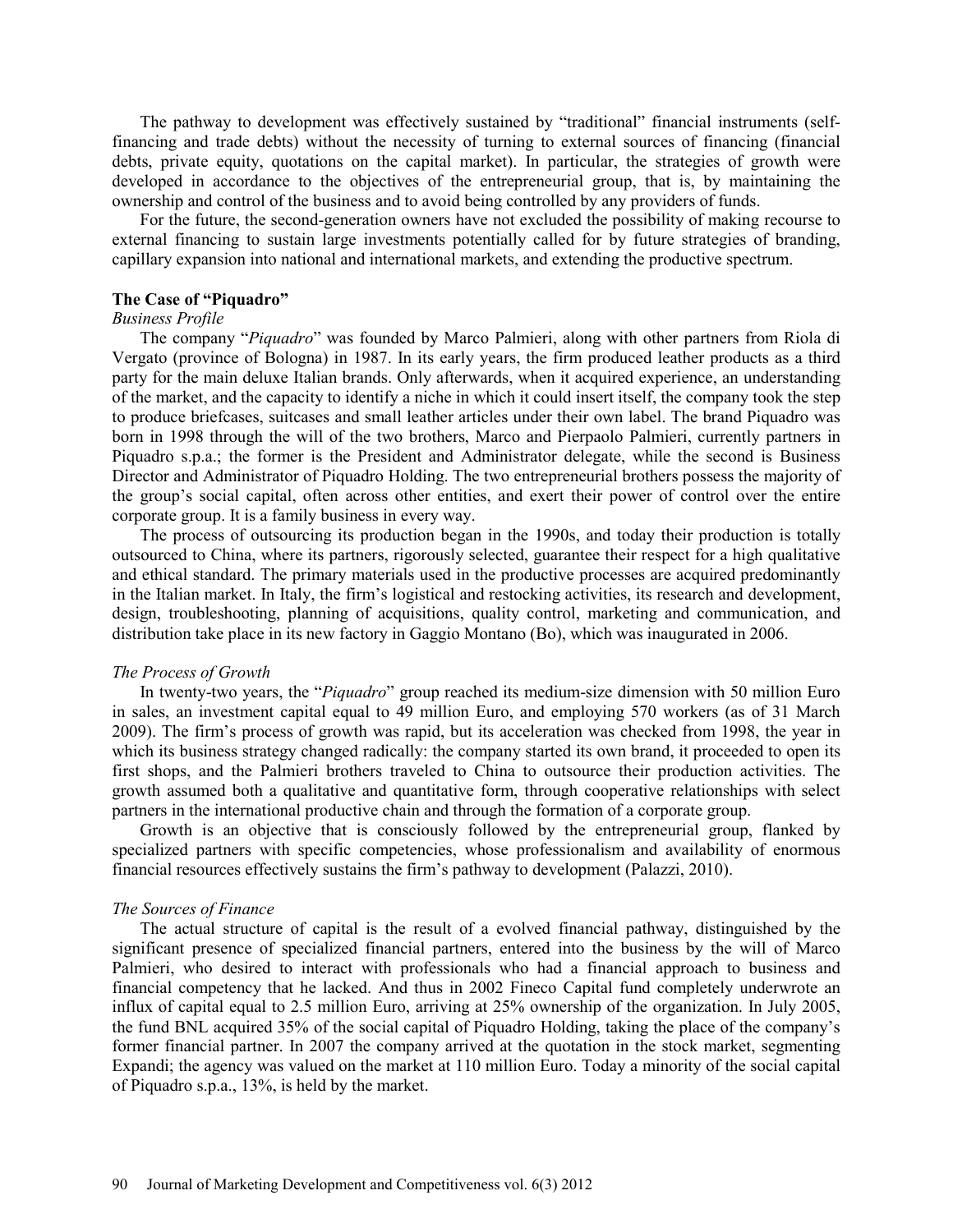The pathway to development was effectively sustained by "traditional" financial instruments (self-financing and trade debts) without the necessity of turning to external sources of financing (financial debts, private equity, quotations on the capital market). In particular, the strategies of growth were developed in accordance to the objectives of the entrepreneurial group, that is, by maintaining the ownership and control of the business and to avoid being controlled by any providers of funds.

For the future, the second-generation owners have not excluded the possibility of making recourse to external financing to sustain large investments potentially called for by future strategies of branding, capillary expansion into national and international markets, and extending the productive spectrum.

### The Case of "Piquadro"

*Business Profile*

The company "*Piquadro*" was founded by Marco Palmieri, along with other partners from Riola di Vergato (province of Bologna) in 1987. In its early years, the firm produced leather products as a third party for the main deluxe Italian brands. Only afterwards, when it acquired experience, an understanding of the market, and the capacity to identify a niche in which it could insert itself, the company took the step to produce briefcases, suitcases and small leather articles under their own label. The brand Piquadro was born in 1998 through the will of the two brothers, Marco and Pierpaolo Palmieri, currently partners in Piquadro s.p.a.; the former is the President and Administrator delegate, while the second is Business Director and Administrator of Piquadro Holding. The two entrepreneurial brothers possess the majority of the group's social capital, often across other entities, and exert their power of control over the entire corporate group. It is a family business in every way.

The process of outsourcing its production began in the 1990s, and today their production is totally outsourced to China, where its partners, rigorously selected, guarantee their respect for a high qualitative and ethical standard. The primary materials used in the productive processes are acquired predominantly in the Italian market. In Italy, the firm's logistical and restocking activities, its research and development, design, troubleshooting, planning of acquisitions, quality control, marketing and communication, and distribution take place in its new factory in Gaggio Montano (Bo), which was inaugurated in 2006.

*The Process of Growth*

In twenty-two years, the "*Piquadro*" group reached its medium-size dimension with 50 million Euro in sales, an investment capital equal to 49 million Euro, and employing 570 workers (as of 31 March 2009). The firm's process of growth was rapid, but its acceleration was checked from 1998, the year in which its business strategy changed radically: the company started its own brand, it proceeded to open its first shops, and the Palmieri brothers traveled to China to outsource their production activities. The growth assumed both a qualitative and quantitative form, through cooperative relationships with select partners in the international productive chain and through the formation of a corporate group.

Growth is an objective that is consciously followed by the entrepreneurial group, flanked by specialized partners with specific competencies, whose professionalism and availability of enormous financial resources effectively sustains the firm's pathway to development (Palazzi, 2010).

*The Sources of Finance*

The actual structure of capital is the result of a evolved financial pathway, distinguished by the significant presence of specialized financial partners, entered into the business by the will of Marco Palmieri, who desired to interact with professionals who had a financial approach to business and financial competency that he lacked. And thus in 2002 Fineco Capital fund completely underwrote an influx of capital equal to 2.5 million Euro, arriving at 25% ownership of the organization. In July 2005, the fund BNL acquired 35% of the social capital of Piquadro Holding, taking the place of the company's former financial partner. In 2007 the company arrived at the quotation in the stock market, segmenting Expandi; the agency was valued on the market at 110 million Euro. Today a minority of the social capital of Piquadro s.p.a., 13%, is held by the market.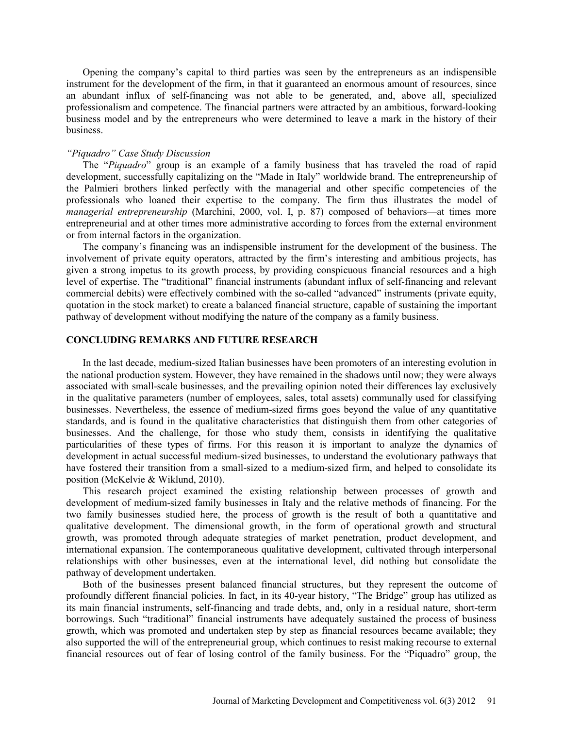Opening the company's capital to third parties was seen by the entrepreneurs as an indispensible instrument for the development of the firm, in that it guaranteed an enormous amount of resources, since an abundant influx of self-financing was not able to be generated, and, above all, specialized professionalism and competence. The financial partners were attracted by an ambitious, forward-looking business model and by the entrepreneurs who were determined to leave a mark in the history of their business.

*"Piquadro" Case Study Discussion*

The "*Piquadro*" group is an example of a family business that has traveled the road of rapid development, successfully capitalizing on the "Made in Italy" worldwide brand. The entrepreneurship of the Palmieri brothers linked perfectly with the managerial and other specific competencies of the professionals who loaned their expertise to the company. The firm thus illustrates the model of *managerial entrepreneurship* (Marchini, 2000, vol. I, p. 87) composed of behaviors—at times more entrepreneurial and at other times more administrative according to forces from the external environment or from internal factors in the organization.

The company's financing was an indispensible instrument for the development of the business. The involvement of private equity operators, attracted by the firm's interesting and ambitious projects, has given a strong impetus to its growth process, by providing conspicuous financial resources and a high level of expertise. The "traditional" financial instruments (abundant influx of self-financing and relevant commercial debits) were effectively combined with the so-called "advanced" instruments (private equity, quotation in the stock market) to create a balanced financial structure, capable of sustaining the important pathway of development without modifying the nature of the company as a family business.

## CONCLUDING REMARKS AND FUTURE RESEARCH

In the last decade, medium-sized Italian businesses have been promoters of an interesting evolution in the national production system. However, they have remained in the shadows until now; they were always associated with small-scale businesses, and the prevailing opinion noted their differences lay exclusively in the qualitative parameters (number of employees, sales, total assets) communally used for classifying businesses. Nevertheless, the essence of medium-sized firms goes beyond the value of any quantitative standards, and is found in the qualitative characteristics that distinguish them from other categories of businesses. And the challenge, for those who study them, consists in identifying the qualitative particularities of these types of firms. For this reason it is important to analyze the dynamics of development in actual successful medium-sized businesses, to understand the evolutionary pathways that have fostered their transition from a small-sized to a medium-sized firm, and helped to consolidate its position (McKelvie & Wiklund, 2010).

This research project examined the existing relationship between processes of growth and development of medium-sized family businesses in Italy and the relative methods of financing. For the two family businesses studied here, the process of growth is the result of both a quantitative and qualitative development. The dimensional growth, in the form of operational growth and structural growth, was promoted through adequate strategies of market penetration, product development, and international expansion. The contemporaneous qualitative development, cultivated through interpersonal relationships with other businesses, even at the international level, did nothing but consolidate the pathway of development undertaken.

Both of the businesses present balanced financial structures, but they represent the outcome of profoundly different financial policies. In fact, in its 40-year history, "The Bridge" group has utilized as its main financial instruments, self-financing and trade debts, and, only in a residual nature, short-term borrowings. Such "traditional" financial instruments have adequately sustained the process of business growth, which was promoted and undertaken step by step as financial resources became available; they also supported the will of the entrepreneurial group, which continues to resist making recourse to external financial resources out of fear of losing control of the family business. For the "Piquadro" group, the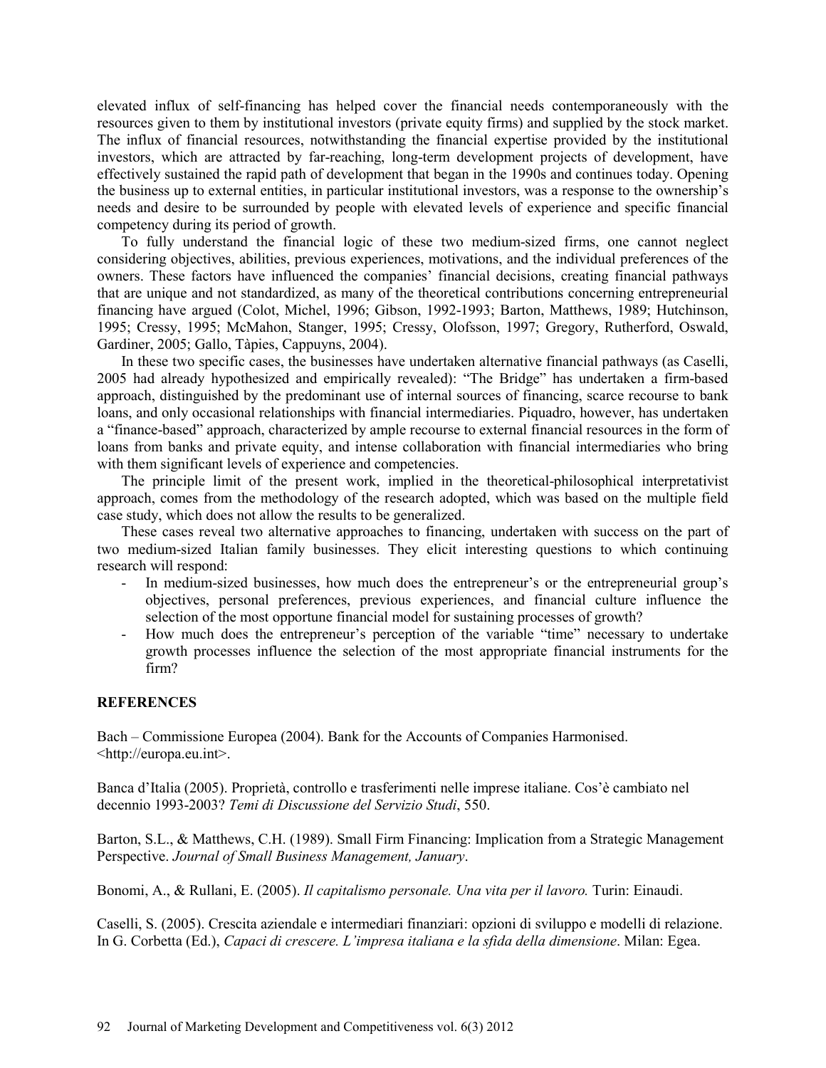elevated influx of self-financing has helped cover the financial needs contemporaneously with the resources given to them by institutional investors (private equity firms) and supplied by the stock market. The influx of financial resources, notwithstanding the financial expertise provided by the institutional investors, which are attracted by far-reaching, long-term development projects of development, have effectively sustained the rapid path of development that began in the 1990s and continues today. Opening the business up to external entities, in particular institutional investors, was a response to the ownership's needs and desire to be surrounded by people with elevated levels of experience and specific financial competency during its period of growth.

To fully understand the financial logic of these two medium-sized firms, one cannot neglect considering objectives, abilities, previous experiences, motivations, and the individual preferences of the owners. These factors have influenced the companies' financial decisions, creating financial pathways that are unique and not standardized, as many of the theoretical contributions concerning entrepreneurial financing have argued (Colot, Michel, 1996; Gibson, 1992-1993; Barton, Matthews, 1989; Hutchinson, 1995; Cressy, 1995; McMahon, Stanger, 1995; Cressy, Olofsson, 1997; Gregory, Rutherford, Oswald, Gardiner, 2005; Gallo, Tàpies, Cappuyns, 2004).

In these two specific cases, the businesses have undertaken alternative financial pathways (as Caselli, 2005 had already hypothesized and empirically revealed): "The Bridge" has undertaken a firm-based approach, distinguished by the predominant use of internal sources of financing, scarce recourse to bank loans, and only occasional relationships with financial intermediaries. Piquadro, however, has undertaken a "finance-based" approach, characterized by ample recourse to external financial resources in the form of loans from banks and private equity, and intense collaboration with financial intermediaries who bring with them significant levels of experience and competencies.

The principle limit of the present work, implied in the theoretical-philosophical interpretativist approach, comes from the methodology of the research adopted, which was based on the multiple field case study, which does not allow the results to be generalized.

These cases reveal two alternative approaches to financing, undertaken with success on the part of two medium-sized Italian family businesses. They elicit interesting questions to which continuing research will respond:

- In medium-sized businesses, how much does the entrepreneur's or the entrepreneurial group's objectives, personal preferences, previous experiences, and financial culture influence the selection of the most opportune financial model for sustaining processes of growth?
- How much does the entrepreneur's perception of the variable "time" necessary to undertake growth processes influence the selection of the most appropriate financial instruments for the firm?

## REFERENCES

Bach – Commissione Europea (2004). Bank for the Accounts of Companies Harmonised. <http://europa.eu.int>.

Banca d'Italia (2005). Proprietà, controllo e trasferimenti nelle imprese italiane. Cos'è cambiato nel decennio 1993-2003? *Temi di Discussione del Servizio Studi*, 550.

Barton, S.L., & Matthews, C.H. (1989). Small Firm Financing: Implication from a Strategic Management Perspective. *Journal of Small Business Management, January*.

Bonomi, A., & Rullani, E. (2005). *Il capitalismo personale. Una vita per il lavoro.* Turin: Einaudi.

Caselli, S. (2005). Crescita aziendale e intermediari finanziari: opzioni di sviluppo e modelli di relazione. In G. Corbetta (Ed.), *Capaci di crescere. L'impresa italiana e la sfida della dimensione*. Milan: Egea.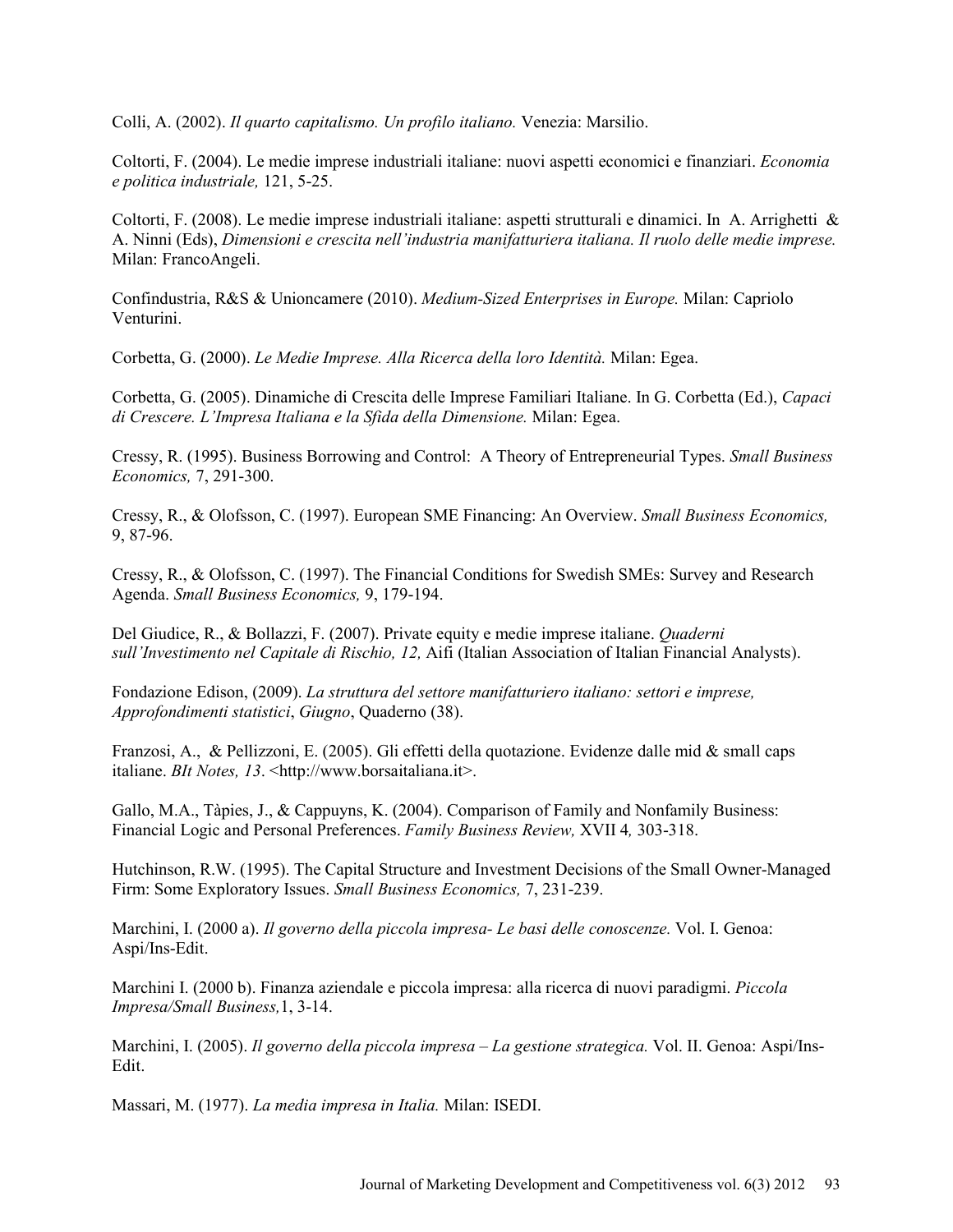Colli, A. (2002). *Il quarto capitalismo. Un profilo italiano.* Venezia: Marsilio.

Coltorti, F. (2004). Le medie imprese industriali italiane: nuovi aspetti economici e finanziari. *Economia e politica industriale,* 121, 5-25.

Coltorti, F. (2008). Le medie imprese industriali italiane: aspetti strutturali e dinamici. In A. Arrighetti & A. Ninni (Eds), *Dimensioni e crescita nell'industria manifatturiera italiana. Il ruolo delle medie imprese.* Milan: FrancoAngeli.

Confindustria, R&S & Unioncamere (2010). *Medium-Sized Enterprises in Europe.* Milan: Capriolo Venturini.

Corbetta, G. (2000). *Le Medie Imprese. Alla Ricerca della loro Identità.* Milan: Egea.

Corbetta, G. (2005). Dinamiche di Crescita delle Imprese Familiari Italiane. In G. Corbetta (Ed.), *Capaci di Crescere. L'Impresa Italiana e la Sfida della Dimensione.* Milan: Egea.

Cressy, R. (1995). Business Borrowing and Control: A Theory of Entrepreneurial Types. *Small Business Economics,* 7, 291-300.

Cressy, R., & Olofsson, C. (1997). European SME Financing: An Overview. *Small Business Economics,* 9, 87-96.

Cressy, R., & Olofsson, C. (1997). The Financial Conditions for Swedish SMEs: Survey and Research Agenda. *Small Business Economics,* 9, 179-194.

Del Giudice, R., & Bollazzi, F. (2007). Private equity e medie imprese italiane. *Quaderni sull'Investimento nel Capitale di Rischio, 12,* Aifi (Italian Association of Italian Financial Analysts).

Fondazione Edison, (2009). *La struttura del settore manifatturiero italiano: settori e imprese, Approfondimenti statistici*, *Giugno*, Quaderno (38).

Franzosi, A., & Pellizzoni, E. (2005). Gli effetti della quotazione. Evidenze dalle mid & small caps italiane. *BIt Notes, 13*. <http://www.borsaitaliana.it>.

Gallo, M.A., Tàpies, J., & Cappuyns, K. (2004). Comparison of Family and Nonfamily Business: Financial Logic and Personal Preferences. *Family Business Review,* XVII 4*,* 303-318.

Hutchinson, R.W. (1995). The Capital Structure and Investment Decisions of the Small Owner-Managed Firm: Some Exploratory Issues. *Small Business Economics,* 7, 231-239.

Marchini, I. (2000 a). *Il governo della piccola impresa- Le basi delle conoscenze.* Vol. I. Genoa: Aspi/Ins-Edit.

Marchini I. (2000 b). Finanza aziendale e piccola impresa: alla ricerca di nuovi paradigmi. *Piccola Impresa/Small Business,*1, 3-14.

Marchini, I. (2005). *Il governo della piccola impresa – La gestione strategica.* Vol. II. Genoa: Aspi/Ins-Edit.

Massari, M. (1977). *La media impresa in Italia.* Milan: ISEDI.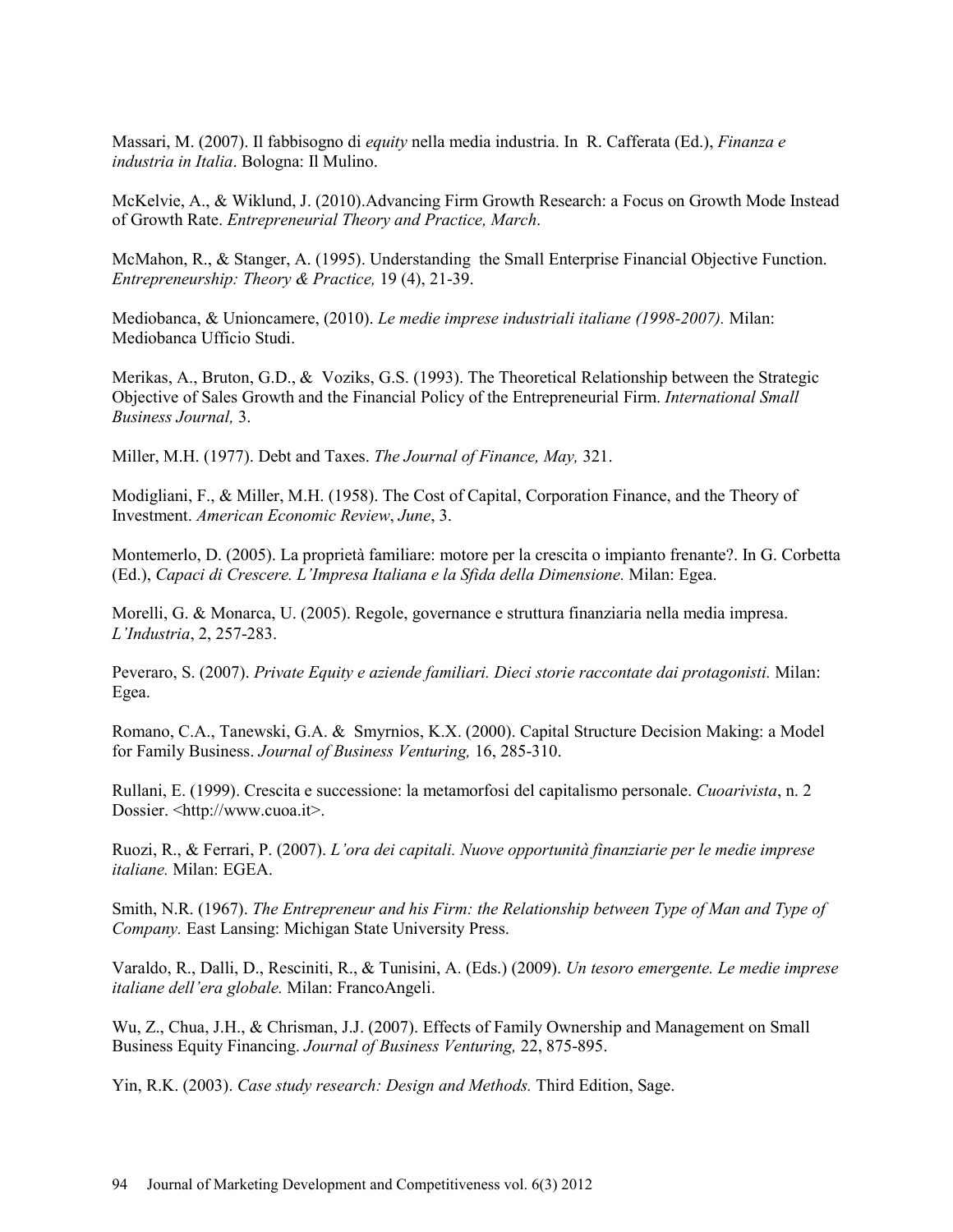Massari, M. (2007). Il fabbisogno di *equity* nella media industria. In R. Cafferata (Ed.), *Finanza e industria in Italia*. Bologna: Il Mulino.

McKelvie, A., & Wiklund, J. (2010).Advancing Firm Growth Research: a Focus on Growth Mode Instead of Growth Rate. *Entrepreneurial Theory and Practice, March*.

McMahon, R., & Stanger, A. (1995). Understanding the Small Enterprise Financial Objective Function. *Entrepreneurship: Theory & Practice,* 19 (4), 21-39.

Mediobanca, & Unioncamere, (2010). *Le medie imprese industriali italiane (1998-2007).* Milan: Mediobanca Ufficio Studi.

Merikas, A., Bruton, G.D., & Voziks, G.S. (1993). The Theoretical Relationship between the Strategic Objective of Sales Growth and the Financial Policy of the Entrepreneurial Firm. *International Small Business Journal,* 3.

Miller, M.H. (1977). Debt and Taxes. *The Journal of Finance, May,* 321.

Modigliani, F., & Miller, M.H. (1958). The Cost of Capital, Corporation Finance, and the Theory of Investment. *American Economic Review*, *June*, 3.

Montemerlo, D. (2005). La proprietà familiare: motore per la crescita o impianto frenante?. In G. Corbetta (Ed.), *Capaci di Crescere. L'Impresa Italiana e la Sfida della Dimensione.* Milan: Egea.

Morelli, G. & Monarca, U. (2005). Regole, governance e struttura finanziaria nella media impresa. *L'Industria*, 2, 257-283.

Peveraro, S. (2007). *Private Equity e aziende familiari. Dieci storie raccontate dai protagonisti.* Milan: Egea.

Romano, C.A., Tanewski, G.A. & Smyrnios, K.X. (2000). Capital Structure Decision Making: a Model for Family Business. *Journal of Business Venturing,* 16, 285-310.

Rullani, E. (1999). Crescita e successione: la metamorfosi del capitalismo personale. *Cuoarivista*, n. 2 Dossier. <http://www.cuoa.it>.

Ruozi, R., & Ferrari, P. (2007). *L'ora dei capitali. Nuove opportunità finanziarie per le medie imprese italiane.* Milan: EGEA.

Smith, N.R. (1967). *The Entrepreneur and his Firm: the Relationship between Type of Man and Type of Company.* East Lansing: Michigan State University Press.

Varaldo, R., Dalli, D., Resciniti, R., & Tunisini, A. (Eds.) (2009). *Un tesoro emergente. Le medie imprese italiane dell'era globale.* Milan: FrancoAngeli.

Wu, Z., Chua, J.H., & Chrisman, J.J. (2007). Effects of Family Ownership and Management on Small Business Equity Financing. *Journal of Business Venturing,* 22, 875-895.

Yin, R.K. (2003). *Case study research: Design and Methods.* Third Edition, Sage.